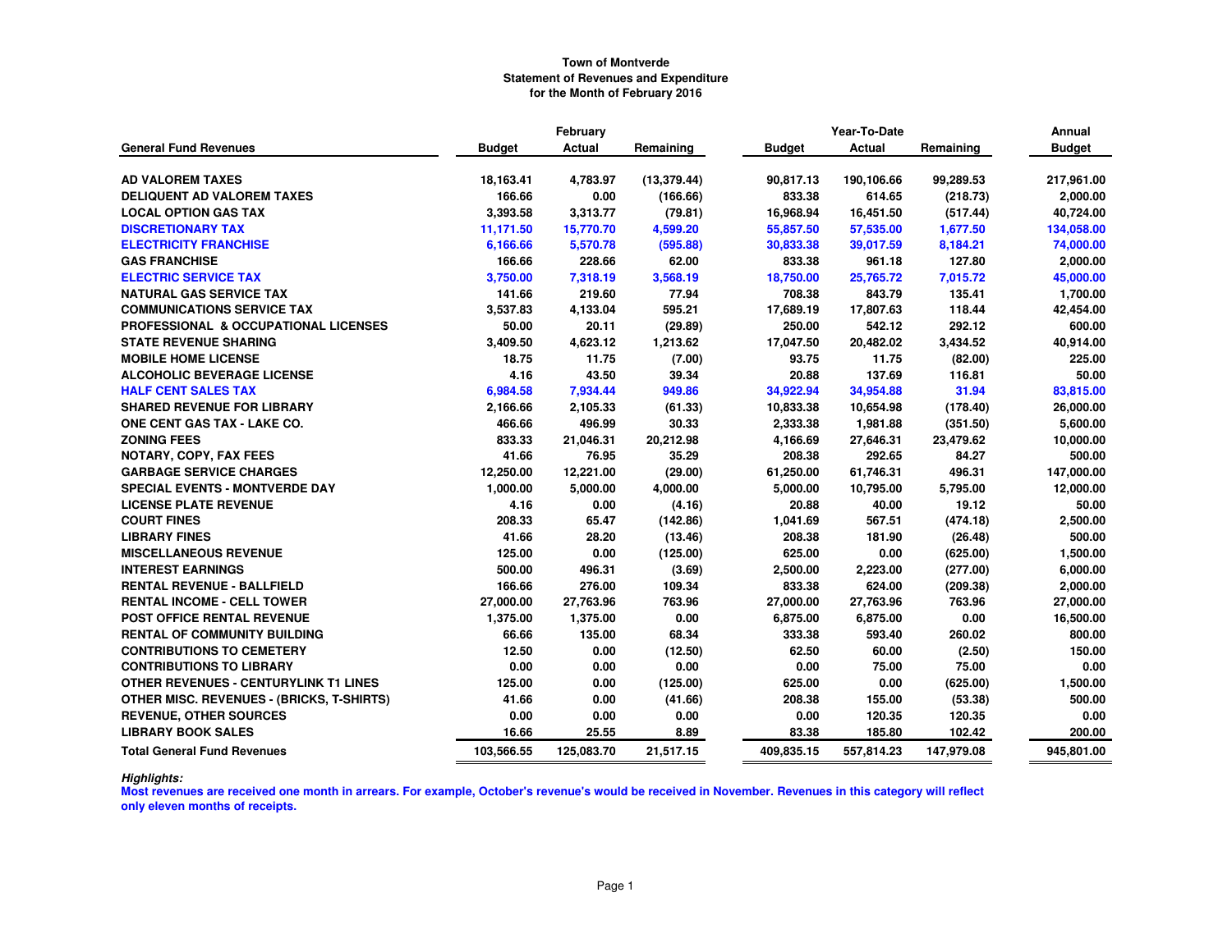**Town of Montverde**
**Statement of Revenues and Expenditure**
**for the Month of February 2016**

| General Fund Revenues | February | | | Year-To-Date | | | Annual |
|---|---|---|---|---|---|---|---|
| | Budget | Actual | Remaining | Budget | Actual | Remaining | Budget |
| AD VALOREM TAXES | 18,163.41 | 4,783.97 | (13,379.44) | 90,817.13 | 190,106.66 | 99,289.53 | 217,961.00 |
| DELIQUENT AD VALOREM TAXES | 166.66 | 0.00 | (166.66) | 833.38 | 614.65 | (218.73) | 2,000.00 |
| LOCAL OPTION GAS TAX | 3,393.58 | 3,313.77 | (79.81) | 16,968.94 | 16,451.50 | (517.44) | 40,724.00 |
| DISCRETIONARY TAX | 11,171.50 | 15,770.70 | 4,599.20 | 55,857.50 | 57,535.00 | 1,677.50 | 134,058.00 |
| ELECTRICITY FRANCHISE | 6,166.66 | 5,570.78 | (595.88) | 30,833.38 | 39,017.59 | 8,184.21 | 74,000.00 |
| GAS FRANCHISE | 166.66 | 228.66 | 62.00 | 833.38 | 961.18 | 127.80 | 2,000.00 |
| ELECTRIC SERVICE TAX | 3,750.00 | 7,318.19 | 3,568.19 | 18,750.00 | 25,765.72 | 7,015.72 | 45,000.00 |
| NATURAL GAS SERVICE TAX | 141.66 | 219.60 | 77.94 | 708.38 | 843.79 | 135.41 | 1,700.00 |
| COMMUNICATIONS SERVICE TAX | 3,537.83 | 4,133.04 | 595.21 | 17,689.19 | 17,807.63 | 118.44 | 42,454.00 |
| PROFESSIONAL & OCCUPATIONAL LICENSES | 50.00 | 20.11 | (29.89) | 250.00 | 542.12 | 292.12 | 600.00 |
| STATE REVENUE SHARING | 3,409.50 | 4,623.12 | 1,213.62 | 17,047.50 | 20,482.02 | 3,434.52 | 40,914.00 |
| MOBILE HOME LICENSE | 18.75 | 11.75 | (7.00) | 93.75 | 11.75 | (82.00) | 225.00 |
| ALCOHOLIC BEVERAGE LICENSE | 4.16 | 43.50 | 39.34 | 20.88 | 137.69 | 116.81 | 50.00 |
| HALF CENT SALES TAX | 6,984.58 | 7,934.44 | 949.86 | 34,922.94 | 34,954.88 | 31.94 | 83,815.00 |
| SHARED REVENUE FOR LIBRARY | 2,166.66 | 2,105.33 | (61.33) | 10,833.38 | 10,654.98 | (178.40) | 26,000.00 |
| ONE CENT GAS TAX - LAKE CO. | 466.66 | 496.99 | 30.33 | 2,333.38 | 1,981.88 | (351.50) | 5,600.00 |
| ZONING FEES | 833.33 | 21,046.31 | 20,212.98 | 4,166.69 | 27,646.31 | 23,479.62 | 10,000.00 |
| NOTARY, COPY, FAX FEES | 41.66 | 76.95 | 35.29 | 208.38 | 292.65 | 84.27 | 500.00 |
| GARBAGE SERVICE CHARGES | 12,250.00 | 12,221.00 | (29.00) | 61,250.00 | 61,746.31 | 496.31 | 147,000.00 |
| SPECIAL EVENTS - MONTVERDE DAY | 1,000.00 | 5,000.00 | 4,000.00 | 5,000.00 | 10,795.00 | 5,795.00 | 12,000.00 |
| LICENSE PLATE REVENUE | 4.16 | 0.00 | (4.16) | 20.88 | 40.00 | 19.12 | 50.00 |
| COURT FINES | 208.33 | 65.47 | (142.86) | 1,041.69 | 567.51 | (474.18) | 2,500.00 |
| LIBRARY FINES | 41.66 | 28.20 | (13.46) | 208.38 | 181.90 | (26.48) | 500.00 |
| MISCELLANEOUS REVENUE | 125.00 | 0.00 | (125.00) | 625.00 | 0.00 | (625.00) | 1,500.00 |
| INTEREST EARNINGS | 500.00 | 496.31 | (3.69) | 2,500.00 | 2,223.00 | (277.00) | 6,000.00 |
| RENTAL REVENUE - BALLFIELD | 166.66 | 276.00 | 109.34 | 833.38 | 624.00 | (209.38) | 2,000.00 |
| RENTAL INCOME - CELL TOWER | 27,000.00 | 27,763.96 | 763.96 | 27,000.00 | 27,763.96 | 763.96 | 27,000.00 |
| POST OFFICE RENTAL REVENUE | 1,375.00 | 1,375.00 | 0.00 | 6,875.00 | 6,875.00 | 0.00 | 16,500.00 |
| RENTAL OF COMMUNITY BUILDING | 66.66 | 135.00 | 68.34 | 333.38 | 593.40 | 260.02 | 800.00 |
| CONTRIBUTIONS TO CEMETERY | 12.50 | 0.00 | (12.50) | 62.50 | 60.00 | (2.50) | 150.00 |
| CONTRIBUTIONS TO LIBRARY | 0.00 | 0.00 | 0.00 | 0.00 | 75.00 | 75.00 | 0.00 |
| OTHER REVENUES - CENTURYLINK T1 LINES | 125.00 | 0.00 | (125.00) | 625.00 | 0.00 | (625.00) | 1,500.00 |
| OTHER MISC. REVENUES - (BRICKS, T-SHIRTS) | 41.66 | 0.00 | (41.66) | 208.38 | 155.00 | (53.38) | 500.00 |
| REVENUE, OTHER SOURCES | 0.00 | 0.00 | 0.00 | 0.00 | 120.35 | 120.35 | 0.00 |
| LIBRARY BOOK SALES | 16.66 | 25.55 | 8.89 | 83.38 | 185.80 | 102.42 | 200.00 |
| **Total General Fund Revenues** | 103,566.55 | 125,083.70 | 21,517.15 | 409,835.15 | 557,814.23 | 147,979.08 | 945,801.00 |

***Highlights:***

**Most revenues are received one month in arrears. For example, October's revenue's would be received in November. Revenues in this category will reflect only eleven months of receipts.**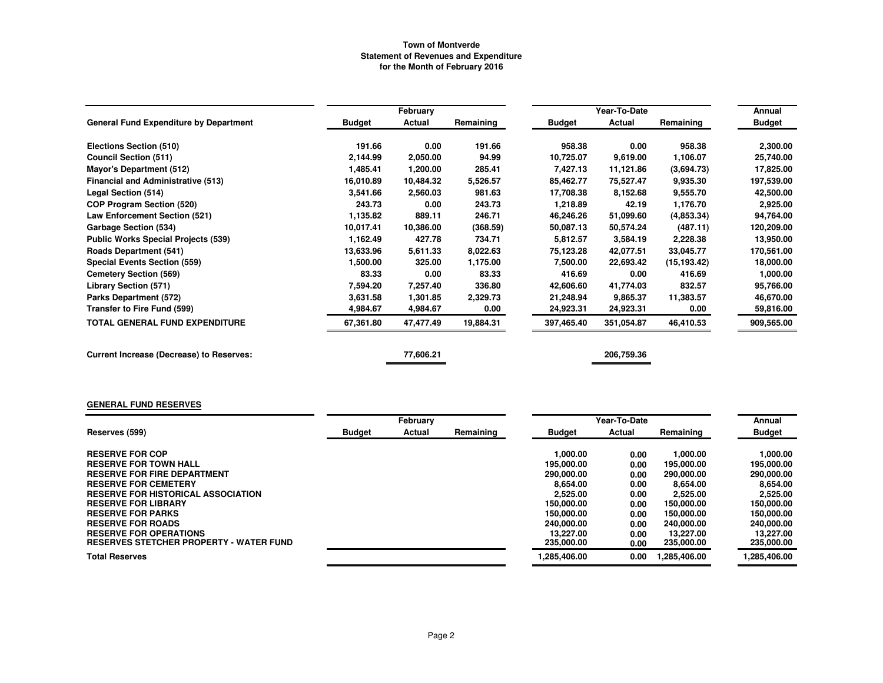**Town of Montverde**
**Statement of Revenues and Expenditure**
**for the Month of February 2016**

| General Fund Expenditure by Department | February | | | Year-To-Date | | | Annual |
|---|---|---|---|---|---|---|---|
| | Budget | Actual | Remaining | Budget | Actual | Remaining | Budget |
| Elections Section (510) | 191.66 | 0.00 | 191.66 | 958.38 | 0.00 | 958.38 | 2,300.00 |
| Council Section (511) | 2,144.99 | 2,050.00 | 94.99 | 10,725.07 | 9,619.00 | 1,106.07 | 25,740.00 |
| Mayor's Department (512) | 1,485.41 | 1,200.00 | 285.41 | 7,427.13 | 11,121.86 | (3,694.73) | 17,825.00 |
| Financial and Administrative (513) | 16,010.89 | 10,484.32 | 5,526.57 | 85,462.77 | 75,527.47 | 9,935.30 | 197,539.00 |
| Legal Section (514) | 3,541.66 | 2,560.03 | 981.63 | 17,708.38 | 8,152.68 | 9,555.70 | 42,500.00 |
| COP Program Section (520) | 243.73 | 0.00 | 243.73 | 1,218.89 | 42.19 | 1,176.70 | 2,925.00 |
| Law Enforcement Section (521) | 1,135.82 | 889.11 | 246.71 | 46,246.26 | 51,099.60 | (4,853.34) | 94,764.00 |
| Garbage Section (534) | 10,017.41 | 10,386.00 | (368.59) | 50,087.13 | 50,574.24 | (487.11) | 120,209.00 |
| Public Works Special Projects (539) | 1,162.49 | 427.78 | 734.71 | 5,812.57 | 3,584.19 | 2,228.38 | 13,950.00 |
| Roads Department (541) | 13,633.96 | 5,611.33 | 8,022.63 | 75,123.28 | 42,077.51 | 33,045.77 | 170,561.00 |
| Special Events Section (559) | 1,500.00 | 325.00 | 1,175.00 | 7,500.00 | 22,693.42 | (15,193.42) | 18,000.00 |
| Cemetery Section (569) | 83.33 | 0.00 | 83.33 | 416.69 | 0.00 | 416.69 | 1,000.00 |
| Library Section (571) | 7,594.20 | 7,257.40 | 336.80 | 42,606.60 | 41,774.03 | 832.57 | 95,766.00 |
| Parks Department (572) | 3,631.58 | 1,301.85 | 2,329.73 | 21,248.94 | 9,865.37 | 11,383.57 | 46,670.00 |
| Transfer to Fire Fund (599) | 4,984.67 | 4,984.67 | 0.00 | 24,923.31 | 24,923.31 | 0.00 | 59,816.00 |
| **TOTAL GENERAL FUND EXPENDITURE** | 67,361.80 | 47,477.49 | 19,884.31 | 397,465.40 | 351,054.87 | 46,410.53 | 909,565.00 |
| | | | | | | | |
| **Current Increase (Decrease) to Reserves:** | | 77,606.21 | | | 206,759.36 | | |

## GENERAL FUND RESERVES

| Reserves (599) | February | | | Year-To-Date | | | Annual |
|---|---|---|---|---|---|---|---|
| | Budget | Actual | Remaining | Budget | Actual | Remaining | Budget |
| RESERVE FOR COP | | | | 1,000.00 | 0.00 | 1,000.00 | 1,000.00 |
| RESERVE FOR TOWN HALL | | | | 195,000.00 | 0.00 | 195,000.00 | 195,000.00 |
| RESERVE FOR FIRE DEPARTMENT | | | | 290,000.00 | 0.00 | 290,000.00 | 290,000.00 |
| RESERVE FOR CEMETERY | | | | 8,654.00 | 0.00 | 8,654.00 | 8,654.00 |
| RESERVE FOR HISTORICAL ASSOCIATION | | | | 2,525.00 | 0.00 | 2,525.00 | 2,525.00 |
| RESERVE FOR LIBRARY | | | | 150,000.00 | 0.00 | 150,000.00 | 150,000.00 |
| RESERVE FOR PARKS | | | | 150,000.00 | 0.00 | 150,000.00 | 150,000.00 |
| RESERVE FOR ROADS | | | | 240,000.00 | 0.00 | 240,000.00 | 240,000.00 |
| RESERVE FOR OPERATIONS | | | | 13,227.00 | 0.00 | 13,227.00 | 13,227.00 |
| RESERVES STETCHER PROPERTY - WATER FUND | | | | 235,000.00 | 0.00 | 235,000.00 | 235,000.00 |
| **Total Reserves** | | | | 1,285,406.00 | 0.00 | 1,285,406.00 | 1,285,406.00 |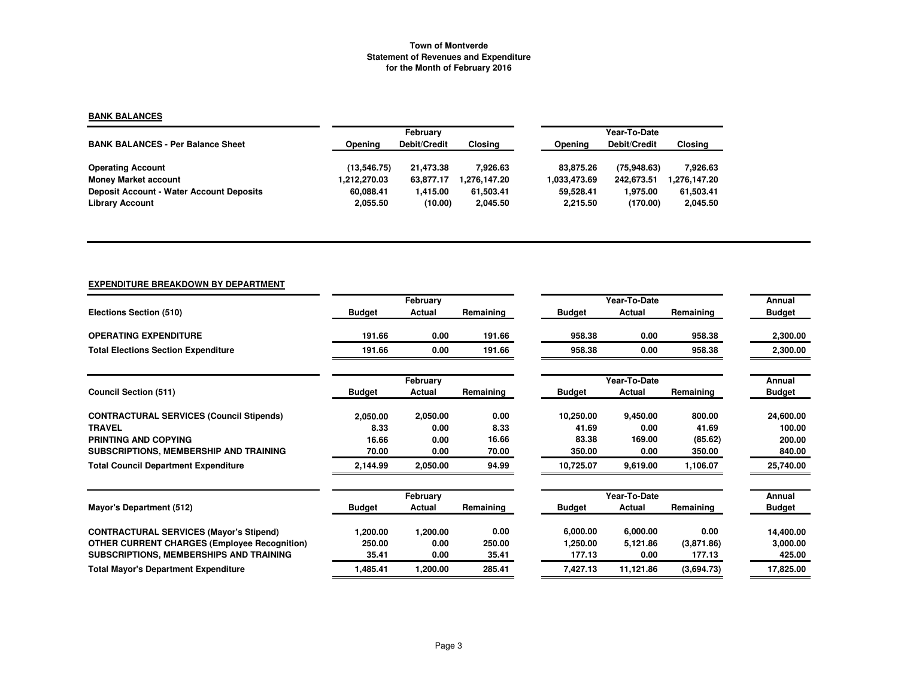**Town of Montverde**
**Statement of Revenues and Expenditure**
**for the Month of February 2016**

**BANK BALANCES**

| BANK BALANCES - Per Balance Sheet | February | | | Year-To-Date | | |
|---|---|---|---|---|---|---|
| | Opening | Debit/Credit | Closing | Opening | Debit/Credit | Closing |
| Operating Account | (13,546.75) | 21,473.38 | 7,926.63 | 83,875.26 | (75,948.63) | 7,926.63 |
| Money Market account | 1,212,270.03 | 63,877.17 | 1,276,147.20 | 1,033,473.69 | 242,673.51 | 1,276,147.20 |
| Deposit Account - Water Account Deposits | 60,088.41 | 1,415.00 | 61,503.41 | 59,528.41 | 1,975.00 | 61,503.41 |
| Library Account | 2,055.50 | (10.00) | 2,045.50 | 2,215.50 | (170.00) | 2,045.50 |

**EXPENDITURE BREAKDOWN BY DEPARTMENT**

| Elections Section (510) | February | | | Year-To-Date | | | Annual |
|---|---|---|---|---|---|---|---|
| | Budget | Actual | Remaining | Budget | Actual | Remaining | Budget |
| OPERATING EXPENDITURE | 191.66 | 0.00 | 191.66 | 958.38 | 0.00 | 958.38 | 2,300.00 |
| Total Elections Section Expenditure | 191.66 | 0.00 | 191.66 | 958.38 | 0.00 | 958.38 | 2,300.00 |

| Council Section (511) | February | | | Year-To-Date | | | Annual |
|---|---|---|---|---|---|---|---|
| | Budget | Actual | Remaining | Budget | Actual | Remaining | Budget |
| CONTRACTURAL SERVICES (Council Stipends) | 2,050.00 | 2,050.00 | 0.00 | 10,250.00 | 9,450.00 | 800.00 | 24,600.00 |
| TRAVEL | 8.33 | 0.00 | 8.33 | 41.69 | 0.00 | 41.69 | 100.00 |
| PRINTING AND COPYING | 16.66 | 0.00 | 16.66 | 83.38 | 169.00 | (85.62) | 200.00 |
| SUBSCRIPTIONS, MEMBERSHIP AND TRAINING | 70.00 | 0.00 | 70.00 | 350.00 | 0.00 | 350.00 | 840.00 |
| Total Council Department Expenditure | 2,144.99 | 2,050.00 | 94.99 | 10,725.07 | 9,619.00 | 1,106.07 | 25,740.00 |

| Mayor's Department (512) | February | | | Year-To-Date | | | Annual |
|---|---|---|---|---|---|---|---|
| | Budget | Actual | Remaining | Budget | Actual | Remaining | Budget |
| CONTRACTURAL SERVICES (Mayor's Stipend) | 1,200.00 | 1,200.00 | 0.00 | 6,000.00 | 6,000.00 | 0.00 | 14,400.00 |
| OTHER CURRENT CHARGES (Employee Recognition) | 250.00 | 0.00 | 250.00 | 1,250.00 | 5,121.86 | (3,871.86) | 3,000.00 |
| SUBSCRIPTIONS, MEMBERSHIPS AND TRAINING | 35.41 | 0.00 | 35.41 | 177.13 | 0.00 | 177.13 | 425.00 |
| Total Mayor's Department Expenditure | 1,485.41 | 1,200.00 | 285.41 | 7,427.13 | 11,121.86 | (3,694.73) | 17,825.00 |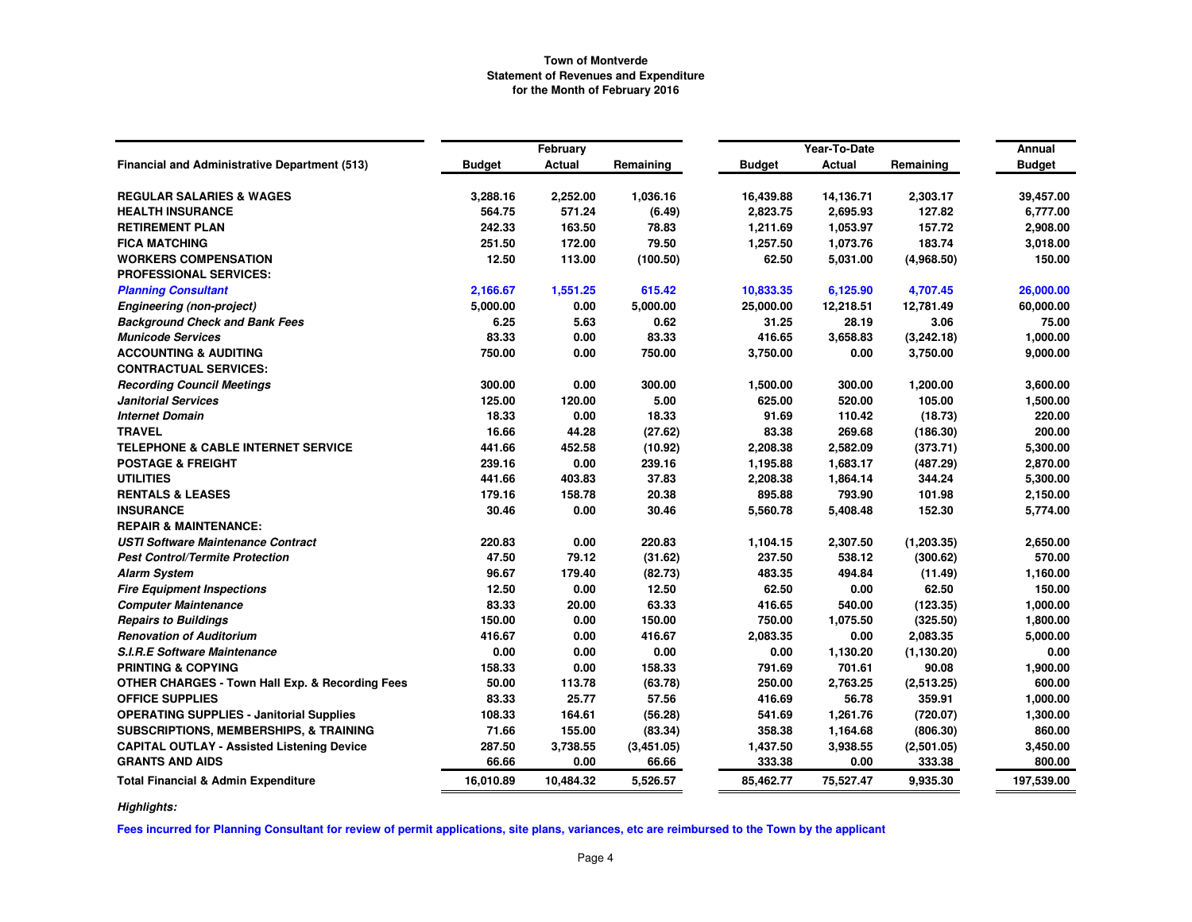# Town of Montverde
## Statement of Revenues and Expenditure
### for the Month of February 2016

| Financial and Administrative Department (513) | February | | | Year-To-Date | | | Annual |
|---|---|---|---|---|---|---|---|
| | Budget | Actual | Remaining | Budget | Actual | Remaining | Budget |
| **REGULAR SALARIES & WAGES** | 3,288.16 | 2,252.00 | 1,036.16 | 16,439.88 | 14,136.71 | 2,303.17 | 39,457.00 |
| **HEALTH INSURANCE** | 564.75 | 571.24 | (6.49) | 2,823.75 | 2,695.93 | 127.82 | 6,777.00 |
| **RETIREMENT PLAN** | 242.33 | 163.50 | 78.83 | 1,211.69 | 1,053.97 | 157.72 | 2,908.00 |
| **FICA MATCHING** | 251.50 | 172.00 | 79.50 | 1,257.50 | 1,073.76 | 183.74 | 3,018.00 |
| **WORKERS COMPENSATION** | 12.50 | 113.00 | (100.50) | 62.50 | 5,031.00 | (4,968.50) | 150.00 |
| **PROFESSIONAL SERVICES:** | | | | | | | |
| ***Planning Consultant*** | 2,166.67 | 1,551.25 | 615.42 | 10,833.35 | 6,125.90 | 4,707.45 | 26,000.00 |
| ***Engineering (non-project)*** | 5,000.00 | 0.00 | 5,000.00 | 25,000.00 | 12,218.51 | 12,781.49 | 60,000.00 |
| ***Background Check and Bank Fees*** | 6.25 | 5.63 | 0.62 | 31.25 | 28.19 | 3.06 | 75.00 |
| ***Municode Services*** | 83.33 | 0.00 | 83.33 | 416.65 | 3,658.83 | (3,242.18) | 1,000.00 |
| **ACCOUNTING & AUDITING** | 750.00 | 0.00 | 750.00 | 3,750.00 | 0.00 | 3,750.00 | 9,000.00 |
| **CONTRACTUAL SERVICES:** | | | | | | | |
| ***Recording Council Meetings*** | 300.00 | 0.00 | 300.00 | 1,500.00 | 300.00 | 1,200.00 | 3,600.00 |
| ***Janitorial Services*** | 125.00 | 120.00 | 5.00 | 625.00 | 520.00 | 105.00 | 1,500.00 |
| ***Internet Domain*** | 18.33 | 0.00 | 18.33 | 91.69 | 110.42 | (18.73) | 220.00 |
| **TRAVEL** | 16.66 | 44.28 | (27.62) | 83.38 | 269.68 | (186.30) | 200.00 |
| **TELEPHONE & CABLE INTERNET SERVICE** | 441.66 | 452.58 | (10.92) | 2,208.38 | 2,582.09 | (373.71) | 5,300.00 |
| **POSTAGE & FREIGHT** | 239.16 | 0.00 | 239.16 | 1,195.88 | 1,683.17 | (487.29) | 2,870.00 |
| **UTILITIES** | 441.66 | 403.83 | 37.83 | 2,208.38 | 1,864.14 | 344.24 | 5,300.00 |
| **RENTALS & LEASES** | 179.16 | 158.78 | 20.38 | 895.88 | 793.90 | 101.98 | 2,150.00 |
| **INSURANCE** | 30.46 | 0.00 | 30.46 | 5,560.78 | 5,408.48 | 152.30 | 5,774.00 |
| **REPAIR & MAINTENANCE:** | | | | | | | |
| ***USTI Software Maintenance Contract*** | 220.83 | 0.00 | 220.83 | 1,104.15 | 2,307.50 | (1,203.35) | 2,650.00 |
| ***Pest Control/Termite Protection*** | 47.50 | 79.12 | (31.62) | 237.50 | 538.12 | (300.62) | 570.00 |
| ***Alarm System*** | 96.67 | 179.40 | (82.73) | 483.35 | 494.84 | (11.49) | 1,160.00 |
| ***Fire Equipment Inspections*** | 12.50 | 0.00 | 12.50 | 62.50 | 0.00 | 62.50 | 150.00 |
| ***Computer Maintenance*** | 83.33 | 20.00 | 63.33 | 416.65 | 540.00 | (123.35) | 1,000.00 |
| ***Repairs to Buildings*** | 150.00 | 0.00 | 150.00 | 750.00 | 1,075.50 | (325.50) | 1,800.00 |
| ***Renovation of Auditorium*** | 416.67 | 0.00 | 416.67 | 2,083.35 | 0.00 | 2,083.35 | 5,000.00 |
| ***S.I.R.E Software Maintenance*** | 0.00 | 0.00 | 0.00 | 0.00 | 1,130.20 | (1,130.20) | 0.00 |
| **PRINTING & COPYING** | 158.33 | 0.00 | 158.33 | 791.69 | 701.61 | 90.08 | 1,900.00 |
| **OTHER CHARGES - Town Hall Exp. & Recording Fees** | 50.00 | 113.78 | (63.78) | 250.00 | 2,763.25 | (2,513.25) | 600.00 |
| **OFFICE SUPPLIES** | 83.33 | 25.77 | 57.56 | 416.69 | 56.78 | 359.91 | 1,000.00 |
| **OPERATING SUPPLIES - Janitorial Supplies** | 108.33 | 164.61 | (56.28) | 541.69 | 1,261.76 | (720.07) | 1,300.00 |
| **SUBSCRIPTIONS, MEMBERSHIPS, & TRAINING** | 71.66 | 155.00 | (83.34) | 358.38 | 1,164.68 | (806.30) | 860.00 |
| **CAPITAL OUTLAY - Assisted Listening Device** | 287.50 | 3,738.55 | (3,451.05) | 1,437.50 | 3,938.55 | (2,501.05) | 3,450.00 |
| **GRANTS AND AIDS** | 66.66 | 0.00 | 66.66 | 333.38 | 0.00 | 333.38 | 800.00 |
| **Total Financial & Admin Expenditure** | 16,010.89 | 10,484.32 | 5,526.57 | 85,462.77 | 75,527.47 | 9,935.30 | 197,539.00 |

***Highlights:***

**Fees incurred for Planning Consultant for review of permit applications, site plans, variances, etc are reimbursed to the Town by the applicant**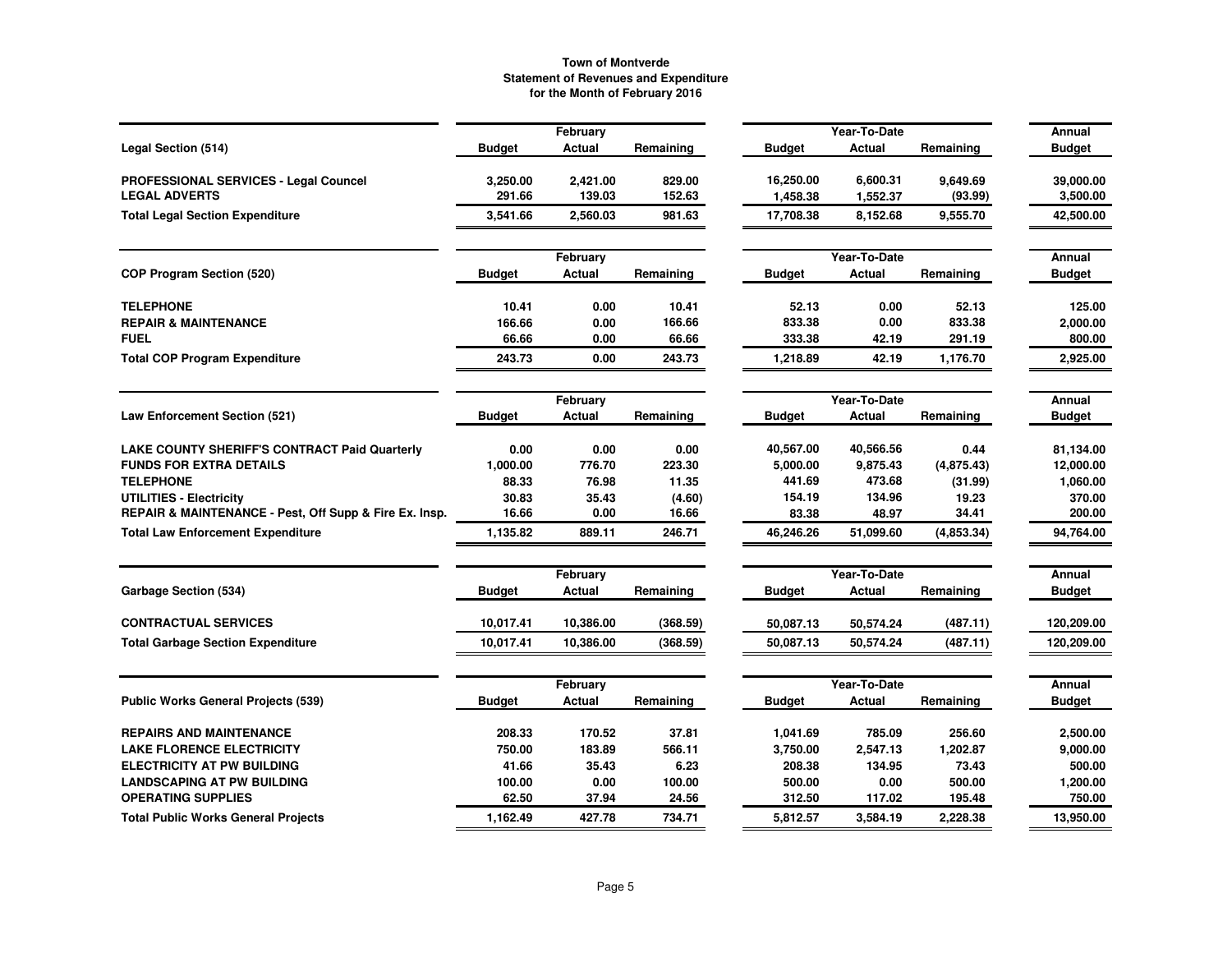**Town of Montverde**
**Statement of Revenues and Expenditure**
**for the Month of February 2016**

| Legal Section (514) | February Budget | February Actual | February Remaining | Year-To-Date Budget | Year-To-Date Actual | Year-To-Date Remaining | Annual Budget |
|---|---|---|---|---|---|---|---|
| PROFESSIONAL SERVICES - Legal Councel | 3,250.00 | 2,421.00 | 829.00 | 16,250.00 | 6,600.31 | 9,649.69 | 39,000.00 |
| LEGAL ADVERTS | 291.66 | 139.03 | 152.63 | 1,458.38 | 1,552.37 | (93.99) | 3,500.00 |
| **Total Legal Section Expenditure** | 3,541.66 | 2,560.03 | 981.63 | 17,708.38 | 8,152.68 | 9,555.70 | 42,500.00 |

| COP Program Section (520) | February Budget | February Actual | February Remaining | Year-To-Date Budget | Year-To-Date Actual | Year-To-Date Remaining | Annual Budget |
|---|---|---|---|---|---|---|---|
| TELEPHONE | 10.41 | 0.00 | 10.41 | 52.13 | 0.00 | 52.13 | 125.00 |
| REPAIR & MAINTENANCE | 166.66 | 0.00 | 166.66 | 833.38 | 0.00 | 833.38 | 2,000.00 |
| FUEL | 66.66 | 0.00 | 66.66 | 333.38 | 42.19 | 291.19 | 800.00 |
| **Total COP Program Expenditure** | 243.73 | 0.00 | 243.73 | 1,218.89 | 42.19 | 1,176.70 | 2,925.00 |

| Law Enforcement Section (521) | February Budget | February Actual | February Remaining | Year-To-Date Budget | Year-To-Date Actual | Year-To-Date Remaining | Annual Budget |
|---|---|---|---|---|---|---|---|
| LAKE COUNTY SHERIFF'S CONTRACT Paid Quarterly | 0.00 | 0.00 | 0.00 | 40,567.00 | 40,566.56 | 0.44 | 81,134.00 |
| FUNDS FOR EXTRA DETAILS | 1,000.00 | 776.70 | 223.30 | 5,000.00 | 9,875.43 | (4,875.43) | 12,000.00 |
| TELEPHONE | 88.33 | 76.98 | 11.35 | 441.69 | 473.68 | (31.99) | 1,060.00 |
| UTILITIES - Electricity | 30.83 | 35.43 | (4.60) | 154.19 | 134.96 | 19.23 | 370.00 |
| REPAIR & MAINTENANCE - Pest, Off Supp & Fire Ex. Insp. | 16.66 | 0.00 | 16.66 | 83.38 | 48.97 | 34.41 | 200.00 |
| **Total Law Enforcement Expenditure** | 1,135.82 | 889.11 | 246.71 | 46,246.26 | 51,099.60 | (4,853.34) | 94,764.00 |

| Garbage Section (534) | February Budget | February Actual | February Remaining | Year-To-Date Budget | Year-To-Date Actual | Year-To-Date Remaining | Annual Budget |
|---|---|---|---|---|---|---|---|
| CONTRACTUAL SERVICES | 10,017.41 | 10,386.00 | (368.59) | 50,087.13 | 50,574.24 | (487.11) | 120,209.00 |
| **Total Garbage Section Expenditure** | 10,017.41 | 10,386.00 | (368.59) | 50,087.13 | 50,574.24 | (487.11) | 120,209.00 |

| Public Works General Projects (539) | February Budget | February Actual | February Remaining | Year-To-Date Budget | Year-To-Date Actual | Year-To-Date Remaining | Annual Budget |
|---|---|---|---|---|---|---|---|
| REPAIRS AND MAINTENANCE | 208.33 | 170.52 | 37.81 | 1,041.69 | 785.09 | 256.60 | 2,500.00 |
| LAKE FLORENCE ELECTRICITY | 750.00 | 183.89 | 566.11 | 3,750.00 | 2,547.13 | 1,202.87 | 9,000.00 |
| ELECTRICITY AT PW BUILDING | 41.66 | 35.43 | 6.23 | 208.38 | 134.95 | 73.43 | 500.00 |
| LANDSCAPING AT PW BUILDING | 100.00 | 0.00 | 100.00 | 500.00 | 0.00 | 500.00 | 1,200.00 |
| OPERATING SUPPLIES | 62.50 | 37.94 | 24.56 | 312.50 | 117.02 | 195.48 | 750.00 |
| **Total Public Works General Projects** | 1,162.49 | 427.78 | 734.71 | 5,812.57 | 3,584.19 | 2,228.38 | 13,950.00 |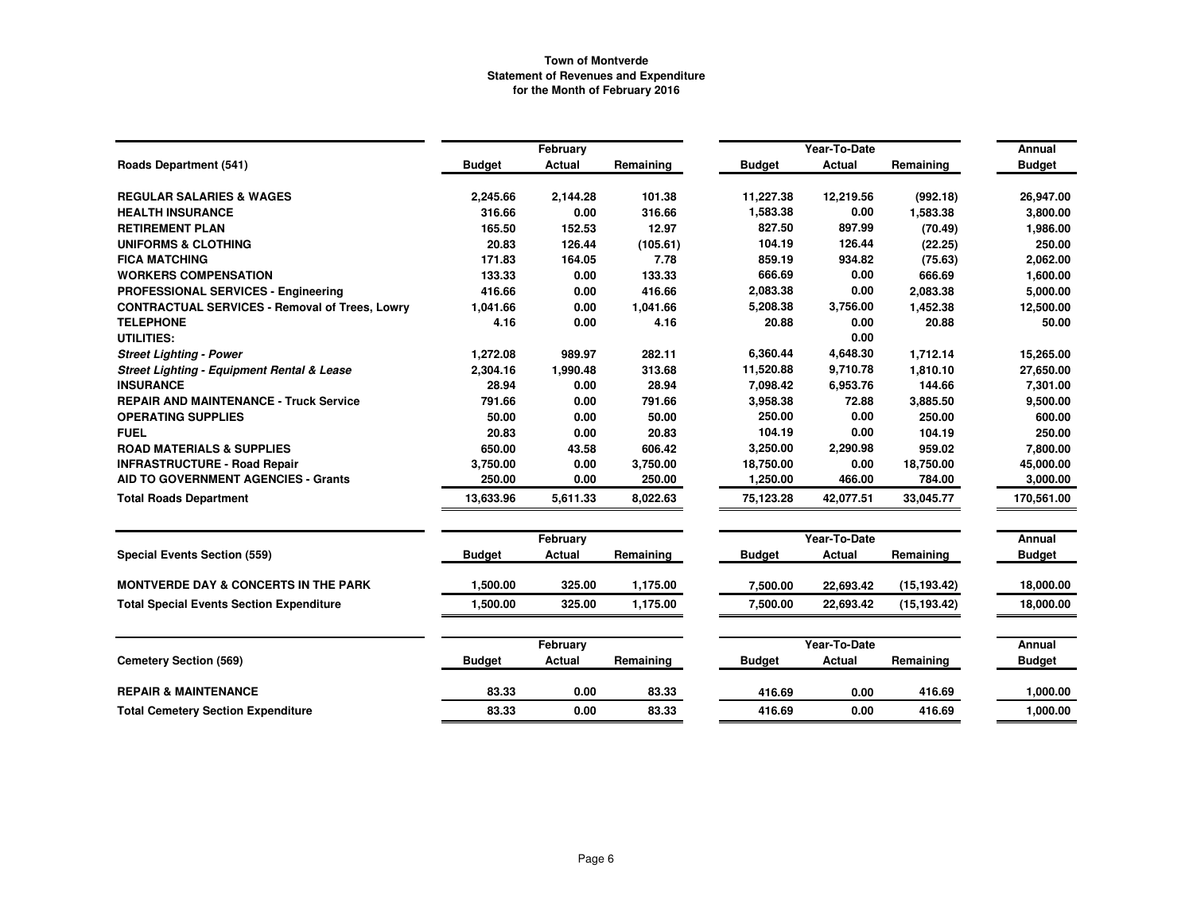**Town of Montverde**
**Statement of Revenues and Expenditure**
**for the Month of February 2016**

| Roads Department (541) | February Budget | February Actual | February Remaining | Year-To-Date Budget | Year-To-Date Actual | Year-To-Date Remaining | Annual Budget |
|---|---|---|---|---|---|---|---|
| **REGULAR SALARIES & WAGES** | 2,245.66 | 2,144.28 | 101.38 | 11,227.38 | 12,219.56 | (992.18) | 26,947.00 |
| **HEALTH INSURANCE** | 316.66 | 0.00 | 316.66 | 1,583.38 | 0.00 | 1,583.38 | 3,800.00 |
| **RETIREMENT PLAN** | 165.50 | 152.53 | 12.97 | 827.50 | 897.99 | (70.49) | 1,986.00 |
| **UNIFORMS & CLOTHING** | 20.83 | 126.44 | (105.61) | 104.19 | 126.44 | (22.25) | 250.00 |
| **FICA MATCHING** | 171.83 | 164.05 | 7.78 | 859.19 | 934.82 | (75.63) | 2,062.00 |
| **WORKERS COMPENSATION** | 133.33 | 0.00 | 133.33 | 666.69 | 0.00 | 666.69 | 1,600.00 |
| **PROFESSIONAL SERVICES - Engineering** | 416.66 | 0.00 | 416.66 | 2,083.38 | 0.00 | 2,083.38 | 5,000.00 |
| **CONTRACTUAL SERVICES - Removal of Trees, Lowry** | 1,041.66 | 0.00 | 1,041.66 | 5,208.38 | 3,756.00 | 1,452.38 | 12,500.00 |
| **TELEPHONE** | 4.16 | 0.00 | 4.16 | 20.88 | 0.00 | 20.88 | 50.00 |
| **UTILITIES:** | | | | | 0.00 | | |
| ***Street Lighting - Power*** | 1,272.08 | 989.97 | 282.11 | 6,360.44 | 4,648.30 | 1,712.14 | 15,265.00 |
| ***Street Lighting - Equipment Rental & Lease*** | 2,304.16 | 1,990.48 | 313.68 | 11,520.88 | 9,710.78 | 1,810.10 | 27,650.00 |
| **INSURANCE** | 28.94 | 0.00 | 28.94 | 7,098.42 | 6,953.76 | 144.66 | 7,301.00 |
| **REPAIR AND MAINTENANCE - Truck Service** | 791.66 | 0.00 | 791.66 | 3,958.38 | 72.88 | 3,885.50 | 9,500.00 |
| **OPERATING SUPPLIES** | 50.00 | 0.00 | 50.00 | 250.00 | 0.00 | 250.00 | 600.00 |
| **FUEL** | 20.83 | 0.00 | 20.83 | 104.19 | 0.00 | 104.19 | 250.00 |
| **ROAD MATERIALS & SUPPLIES** | 650.00 | 43.58 | 606.42 | 3,250.00 | 2,290.98 | 959.02 | 7,800.00 |
| **INFRASTRUCTURE - Road Repair** | 3,750.00 | 0.00 | 3,750.00 | 18,750.00 | 0.00 | 18,750.00 | 45,000.00 |
| **AID TO GOVERNMENT AGENCIES - Grants** | 250.00 | 0.00 | 250.00 | 1,250.00 | 466.00 | 784.00 | 3,000.00 |
| **Total Roads Department** | 13,633.96 | 5,611.33 | 8,022.63 | 75,123.28 | 42,077.51 | 33,045.77 | 170,561.00 |

| Special Events Section (559) | February Budget | February Actual | February Remaining | Year-To-Date Budget | Year-To-Date Actual | Year-To-Date Remaining | Annual Budget |
|---|---|---|---|---|---|---|---|
| **MONTVERDE DAY & CONCERTS IN THE PARK** | 1,500.00 | 325.00 | 1,175.00 | 7,500.00 | 22,693.42 | (15,193.42) | 18,000.00 |
| **Total Special Events Section Expenditure** | 1,500.00 | 325.00 | 1,175.00 | 7,500.00 | 22,693.42 | (15,193.42) | 18,000.00 |

| Cemetery Section (569) | February Budget | February Actual | February Remaining | Year-To-Date Budget | Year-To-Date Actual | Year-To-Date Remaining | Annual Budget |
|---|---|---|---|---|---|---|---|
| **REPAIR & MAINTENANCE** | 83.33 | 0.00 | 83.33 | 416.69 | 0.00 | 416.69 | 1,000.00 |
| **Total Cemetery Section Expenditure** | 83.33 | 0.00 | 83.33 | 416.69 | 0.00 | 416.69 | 1,000.00 |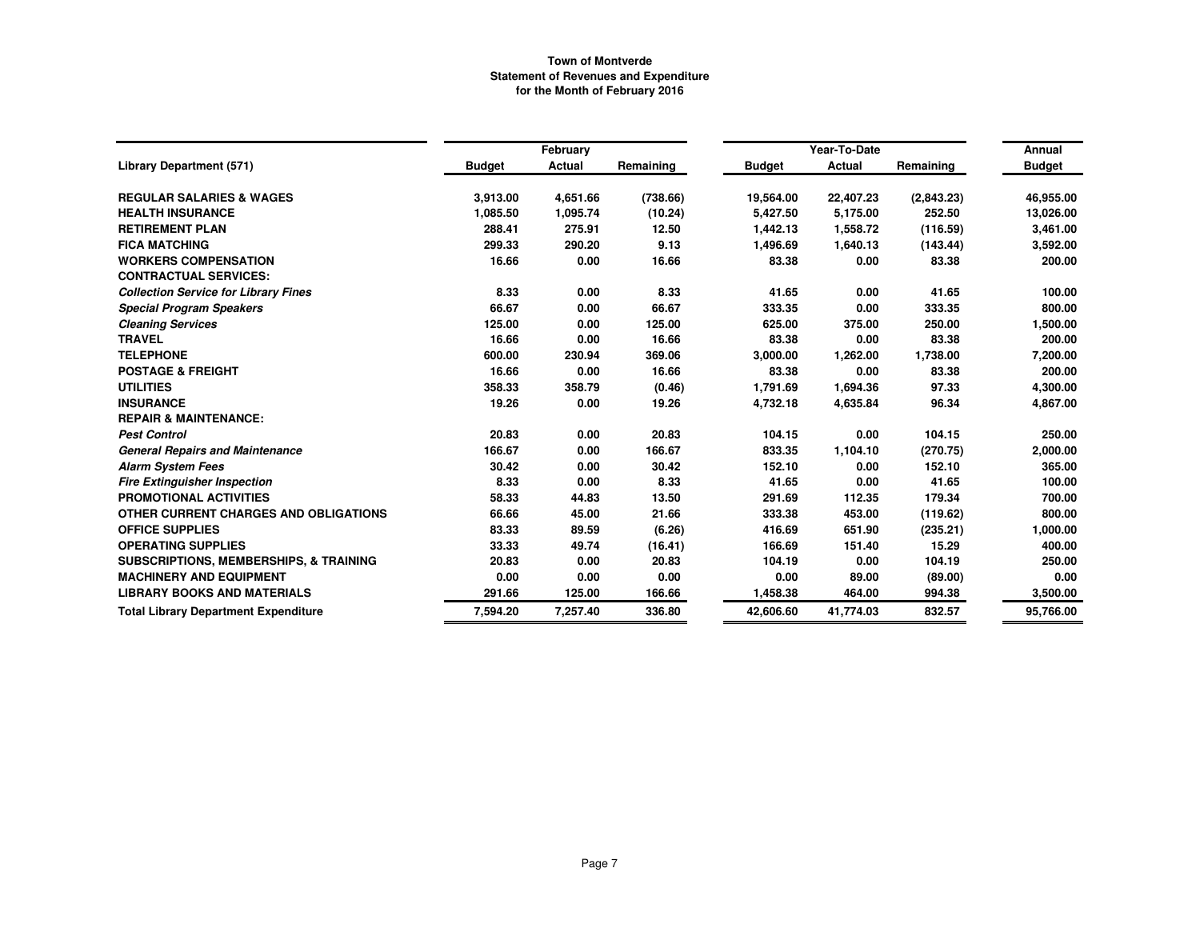**Town of Montverde**
**Statement of Revenues and Expenditure**
**for the Month of February 2016**

| Library Department (571) | February Budget | February Actual | February Remaining | Year-To-Date Budget | Year-To-Date Actual | Year-To-Date Remaining | Annual Budget |
|---|---|---|---|---|---|---|---|
| **REGULAR SALARIES & WAGES** | 3,913.00 | 4,651.66 | (738.66) | 19,564.00 | 22,407.23 | (2,843.23) | 46,955.00 |
| **HEALTH INSURANCE** | 1,085.50 | 1,095.74 | (10.24) | 5,427.50 | 5,175.00 | 252.50 | 13,026.00 |
| **RETIREMENT PLAN** | 288.41 | 275.91 | 12.50 | 1,442.13 | 1,558.72 | (116.59) | 3,461.00 |
| **FICA MATCHING** | 299.33 | 290.20 | 9.13 | 1,496.69 | 1,640.13 | (143.44) | 3,592.00 |
| **WORKERS COMPENSATION** | 16.66 | 0.00 | 16.66 | 83.38 | 0.00 | 83.38 | 200.00 |
| **CONTRACTUAL SERVICES:** | | | | | | | |
| ***Collection Service for Library Fines*** | 8.33 | 0.00 | 8.33 | 41.65 | 0.00 | 41.65 | 100.00 |
| ***Special Program Speakers*** | 66.67 | 0.00 | 66.67 | 333.35 | 0.00 | 333.35 | 800.00 |
| ***Cleaning Services*** | 125.00 | 0.00 | 125.00 | 625.00 | 375.00 | 250.00 | 1,500.00 |
| **TRAVEL** | 16.66 | 0.00 | 16.66 | 83.38 | 0.00 | 83.38 | 200.00 |
| **TELEPHONE** | 600.00 | 230.94 | 369.06 | 3,000.00 | 1,262.00 | 1,738.00 | 7,200.00 |
| **POSTAGE & FREIGHT** | 16.66 | 0.00 | 16.66 | 83.38 | 0.00 | 83.38 | 200.00 |
| **UTILITIES** | 358.33 | 358.79 | (0.46) | 1,791.69 | 1,694.36 | 97.33 | 4,300.00 |
| **INSURANCE** | 19.26 | 0.00 | 19.26 | 4,732.18 | 4,635.84 | 96.34 | 4,867.00 |
| **REPAIR & MAINTENANCE:** | | | | | | | |
| ***Pest Control*** | 20.83 | 0.00 | 20.83 | 104.15 | 0.00 | 104.15 | 250.00 |
| ***General Repairs and Maintenance*** | 166.67 | 0.00 | 166.67 | 833.35 | 1,104.10 | (270.75) | 2,000.00 |
| ***Alarm System Fees*** | 30.42 | 0.00 | 30.42 | 152.10 | 0.00 | 152.10 | 365.00 |
| ***Fire Extinguisher Inspection*** | 8.33 | 0.00 | 8.33 | 41.65 | 0.00 | 41.65 | 100.00 |
| **PROMOTIONAL ACTIVITIES** | 58.33 | 44.83 | 13.50 | 291.69 | 112.35 | 179.34 | 700.00 |
| **OTHER CURRENT CHARGES AND OBLIGATIONS** | 66.66 | 45.00 | 21.66 | 333.38 | 453.00 | (119.62) | 800.00 |
| **OFFICE SUPPLIES** | 83.33 | 89.59 | (6.26) | 416.69 | 651.90 | (235.21) | 1,000.00 |
| **OPERATING SUPPLIES** | 33.33 | 49.74 | (16.41) | 166.69 | 151.40 | 15.29 | 400.00 |
| **SUBSCRIPTIONS, MEMBERSHIPS, & TRAINING** | 20.83 | 0.00 | 20.83 | 104.19 | 0.00 | 104.19 | 250.00 |
| **MACHINERY AND EQUIPMENT** | 0.00 | 0.00 | 0.00 | 0.00 | 89.00 | (89.00) | 0.00 |
| **LIBRARY BOOKS AND MATERIALS** | 291.66 | 125.00 | 166.66 | 1,458.38 | 464.00 | 994.38 | 3,500.00 |
| **Total Library Department Expenditure** | 7,594.20 | 7,257.40 | 336.80 | 42,606.60 | 41,774.03 | 832.57 | 95,766.00 |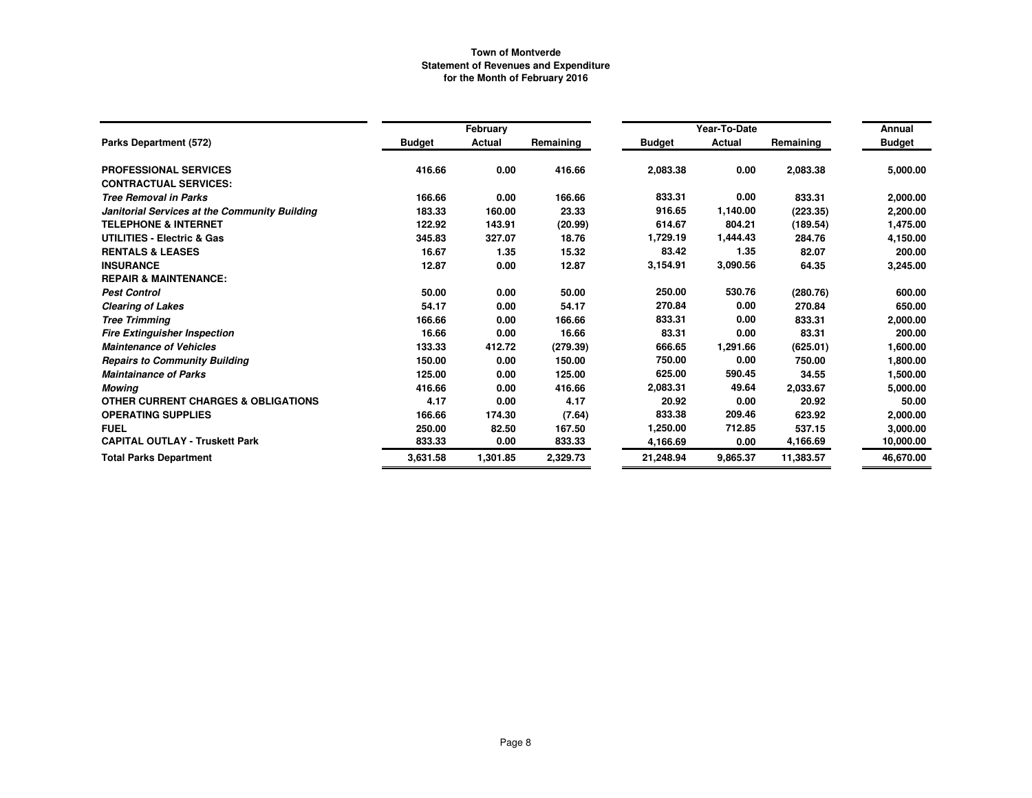**Town of Montverde**
**Statement of Revenues and Expenditure**
**for the Month of February 2016**

| | February | | | Year-To-Date | | | Annual |
|---|---|---|---|---|---|---|---|
| **Parks Department (572)** | **Budget** | **Actual** | **Remaining** | **Budget** | **Actual** | **Remaining** | **Budget** |
| **PROFESSIONAL SERVICES** | 416.66 | 0.00 | 416.66 | 2,083.38 | 0.00 | 2,083.38 | 5,000.00 |
| **CONTRACTUAL SERVICES:** | | | | | | | |
| ***Tree Removal in Parks*** | 166.66 | 0.00 | 166.66 | 833.31 | 0.00 | 833.31 | 2,000.00 |
| ***Janitorial Services at the Community Building*** | 183.33 | 160.00 | 23.33 | 916.65 | 1,140.00 | (223.35) | 2,200.00 |
| **TELEPHONE & INTERNET** | 122.92 | 143.91 | (20.99) | 614.67 | 804.21 | (189.54) | 1,475.00 |
| **UTILITIES - Electric & Gas** | 345.83 | 327.07 | 18.76 | 1,729.19 | 1,444.43 | 284.76 | 4,150.00 |
| **RENTALS & LEASES** | 16.67 | 1.35 | 15.32 | 83.42 | 1.35 | 82.07 | 200.00 |
| **INSURANCE** | 12.87 | 0.00 | 12.87 | 3,154.91 | 3,090.56 | 64.35 | 3,245.00 |
| **REPAIR & MAINTENANCE:** | | | | | | | |
| ***Pest Control*** | 50.00 | 0.00 | 50.00 | 250.00 | 530.76 | (280.76) | 600.00 |
| ***Clearing of Lakes*** | 54.17 | 0.00 | 54.17 | 270.84 | 0.00 | 270.84 | 650.00 |
| ***Tree Trimming*** | 166.66 | 0.00 | 166.66 | 833.31 | 0.00 | 833.31 | 2,000.00 |
| ***Fire Extinguisher Inspection*** | 16.66 | 0.00 | 16.66 | 83.31 | 0.00 | 83.31 | 200.00 |
| ***Maintenance of Vehicles*** | 133.33 | 412.72 | (279.39) | 666.65 | 1,291.66 | (625.01) | 1,600.00 |
| ***Repairs to Community Building*** | 150.00 | 0.00 | 150.00 | 750.00 | 0.00 | 750.00 | 1,800.00 |
| ***Maintainance of Parks*** | 125.00 | 0.00 | 125.00 | 625.00 | 590.45 | 34.55 | 1,500.00 |
| ***Mowing*** | 416.66 | 0.00 | 416.66 | 2,083.31 | 49.64 | 2,033.67 | 5,000.00 |
| **OTHER CURRENT CHARGES & OBLIGATIONS** | 4.17 | 0.00 | 4.17 | 20.92 | 0.00 | 20.92 | 50.00 |
| **OPERATING SUPPLIES** | 166.66 | 174.30 | (7.64) | 833.38 | 209.46 | 623.92 | 2,000.00 |
| **FUEL** | 250.00 | 82.50 | 167.50 | 1,250.00 | 712.85 | 537.15 | 3,000.00 |
| **CAPITAL OUTLAY - Truskett Park** | 833.33 | 0.00 | 833.33 | 4,166.69 | 0.00 | 4,166.69 | 10,000.00 |
| **Total Parks Department** | 3,631.58 | 1,301.85 | 2,329.73 | 21,248.94 | 9,865.37 | 11,383.57 | 46,670.00 |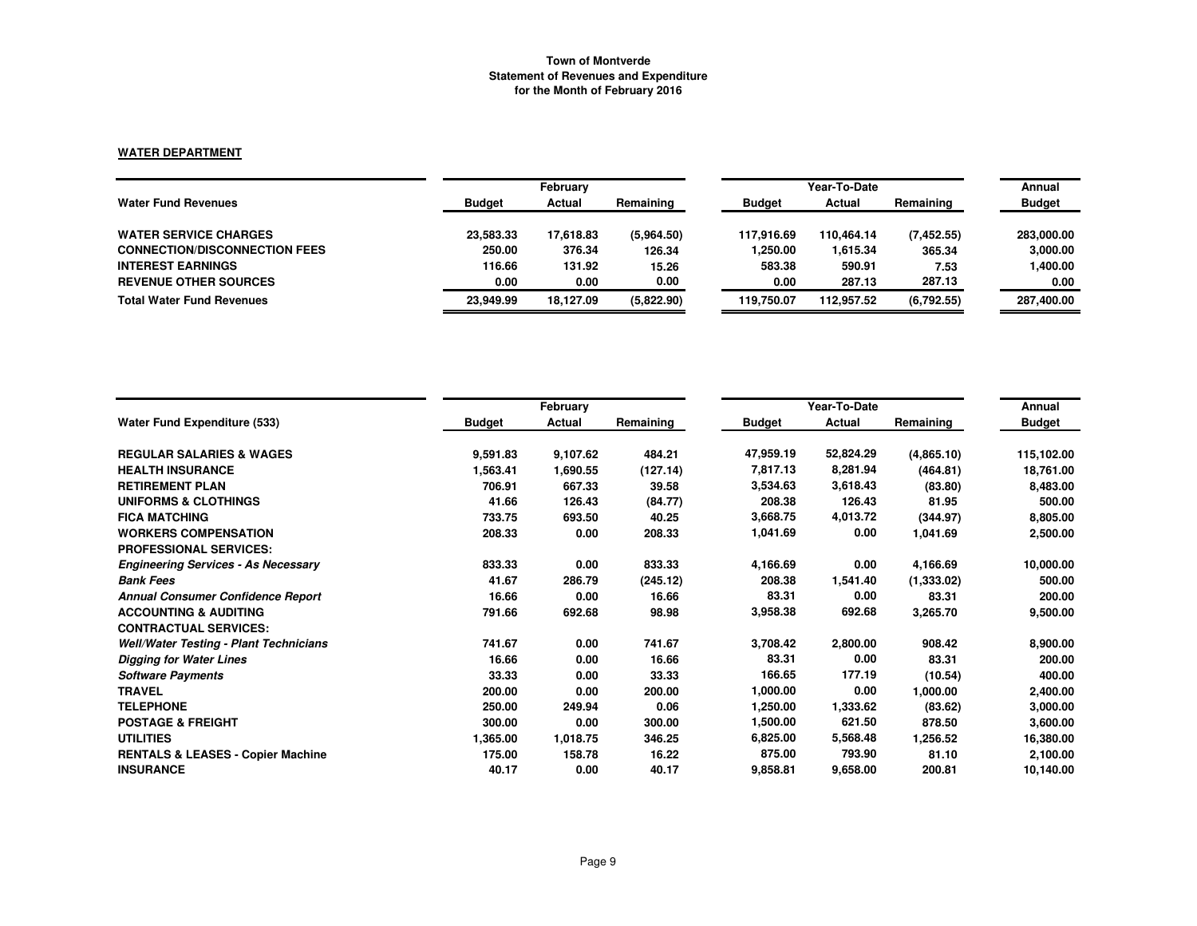**Town of Montverde**
**Statement of Revenues and Expenditure**
**for the Month of February 2016**

**WATER DEPARTMENT**

| Water Fund Revenues | February | | | Year-To-Date | | | Annual |
|---|---|---|---|---|---|---|---|
| | Budget | Actual | Remaining | Budget | Actual | Remaining | Budget |
| **WATER SERVICE CHARGES** | 23,583.33 | 17,618.83 | (5,964.50) | 117,916.69 | 110,464.14 | (7,452.55) | 283,000.00 |
| **CONNECTION/DISCONNECTION FEES** | 250.00 | 376.34 | 126.34 | 1,250.00 | 1,615.34 | 365.34 | 3,000.00 |
| **INTEREST EARNINGS** | 116.66 | 131.92 | 15.26 | 583.38 | 590.91 | 7.53 | 1,400.00 |
| **REVENUE OTHER SOURCES** | 0.00 | 0.00 | 0.00 | 0.00 | 287.13 | 287.13 | 0.00 |
| **Total Water Fund Revenues** | 23,949.99 | 18,127.09 | (5,822.90) | 119,750.07 | 112,957.52 | (6,792.55) | 287,400.00 |

| Water Fund Expenditure (533) | February | | | Year-To-Date | | | Annual |
|---|---|---|---|---|---|---|---|
| | Budget | Actual | Remaining | Budget | Actual | Remaining | Budget |
| **REGULAR SALARIES & WAGES** | 9,591.83 | 9,107.62 | 484.21 | 47,959.19 | 52,824.29 | (4,865.10) | 115,102.00 |
| **HEALTH INSURANCE** | 1,563.41 | 1,690.55 | (127.14) | 7,817.13 | 8,281.94 | (464.81) | 18,761.00 |
| **RETIREMENT PLAN** | 706.91 | 667.33 | 39.58 | 3,534.63 | 3,618.43 | (83.80) | 8,483.00 |
| **UNIFORMS & CLOTHINGS** | 41.66 | 126.43 | (84.77) | 208.38 | 126.43 | 81.95 | 500.00 |
| **FICA MATCHING** | 733.75 | 693.50 | 40.25 | 3,668.75 | 4,013.72 | (344.97) | 8,805.00 |
| **WORKERS COMPENSATION** | 208.33 | 0.00 | 208.33 | 1,041.69 | 0.00 | 1,041.69 | 2,500.00 |
| **PROFESSIONAL SERVICES:** | | | | | | | |
| ***Engineering Services - As Necessary*** | 833.33 | 0.00 | 833.33 | 4,166.69 | 0.00 | 4,166.69 | 10,000.00 |
| ***Bank Fees*** | 41.67 | 286.79 | (245.12) | 208.38 | 1,541.40 | (1,333.02) | 500.00 |
| ***Annual Consumer Confidence Report*** | 16.66 | 0.00 | 16.66 | 83.31 | 0.00 | 83.31 | 200.00 |
| **ACCOUNTING & AUDITING** | 791.66 | 692.68 | 98.98 | 3,958.38 | 692.68 | 3,265.70 | 9,500.00 |
| **CONTRACTUAL SERVICES:** | | | | | | | |
| ***Well/Water Testing - Plant Technicians*** | 741.67 | 0.00 | 741.67 | 3,708.42 | 2,800.00 | 908.42 | 8,900.00 |
| ***Digging for Water Lines*** | 16.66 | 0.00 | 16.66 | 83.31 | 0.00 | 83.31 | 200.00 |
| ***Software Payments*** | 33.33 | 0.00 | 33.33 | 166.65 | 177.19 | (10.54) | 400.00 |
| **TRAVEL** | 200.00 | 0.00 | 200.00 | 1,000.00 | 0.00 | 1,000.00 | 2,400.00 |
| **TELEPHONE** | 250.00 | 249.94 | 0.06 | 1,250.00 | 1,333.62 | (83.62) | 3,000.00 |
| **POSTAGE & FREIGHT** | 300.00 | 0.00 | 300.00 | 1,500.00 | 621.50 | 878.50 | 3,600.00 |
| **UTILITIES** | 1,365.00 | 1,018.75 | 346.25 | 6,825.00 | 5,568.48 | 1,256.52 | 16,380.00 |
| **RENTALS & LEASES - Copier Machine** | 175.00 | 158.78 | 16.22 | 875.00 | 793.90 | 81.10 | 2,100.00 |
| **INSURANCE** | 40.17 | 0.00 | 40.17 | 9,858.81 | 9,658.00 | 200.81 | 10,140.00 |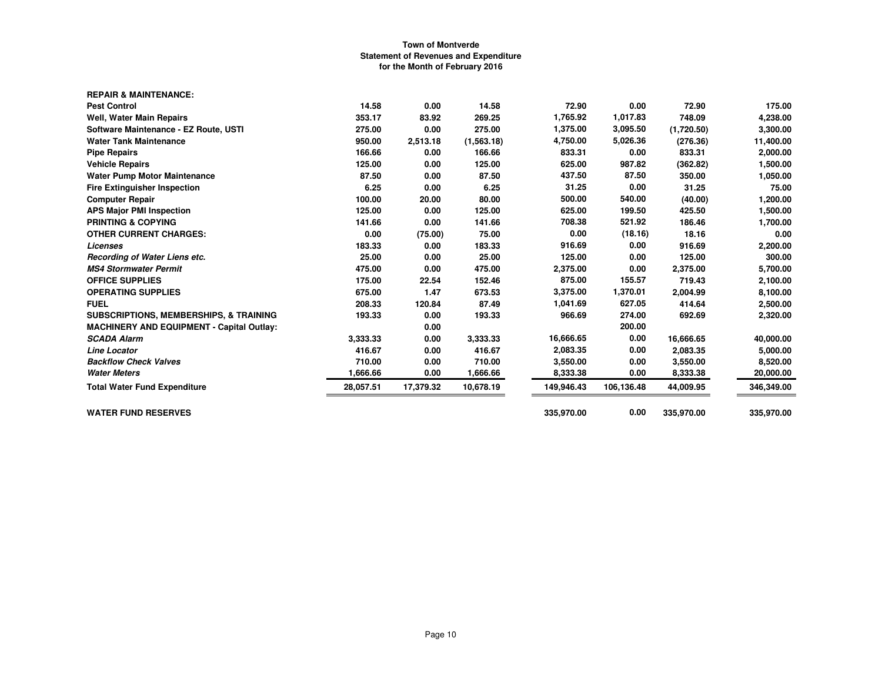**Town of Montverde**
**Statement of Revenues and Expenditure**
**for the Month of February 2016**

| | | | | | | | |
|---|---|---|---|---|---|---|---|
| **REPAIR & MAINTENANCE:** | | | | | | | |
| **Pest Control** | 14.58 | 0.00 | 14.58 | 72.90 | 0.00 | 72.90 | 175.00 |
| **Well, Water Main Repairs** | 353.17 | 83.92 | 269.25 | 1,765.92 | 1,017.83 | 748.09 | 4,238.00 |
| **Software Maintenance - EZ Route, USTI** | 275.00 | 0.00 | 275.00 | 1,375.00 | 3,095.50 | (1,720.50) | 3,300.00 |
| **Water Tank Maintenance** | 950.00 | 2,513.18 | (1,563.18) | 4,750.00 | 5,026.36 | (276.36) | 11,400.00 |
| **Pipe Repairs** | 166.66 | 0.00 | 166.66 | 833.31 | 0.00 | 833.31 | 2,000.00 |
| **Vehicle Repairs** | 125.00 | 0.00 | 125.00 | 625.00 | 987.82 | (362.82) | 1,500.00 |
| **Water Pump Motor Maintenance** | 87.50 | 0.00 | 87.50 | 437.50 | 87.50 | 350.00 | 1,050.00 |
| **Fire Extinguisher Inspection** | 6.25 | 0.00 | 6.25 | 31.25 | 0.00 | 31.25 | 75.00 |
| **Computer Repair** | 100.00 | 20.00 | 80.00 | 500.00 | 540.00 | (40.00) | 1,200.00 |
| **APS Major PMI Inspection** | 125.00 | 0.00 | 125.00 | 625.00 | 199.50 | 425.50 | 1,500.00 |
| **PRINTING & COPYING** | 141.66 | 0.00 | 141.66 | 708.38 | 521.92 | 186.46 | 1,700.00 |
| **OTHER CURRENT CHARGES:** | 0.00 | (75.00) | 75.00 | 0.00 | (18.16) | 18.16 | 0.00 |
| ***Licenses*** | 183.33 | 0.00 | 183.33 | 916.69 | 0.00 | 916.69 | 2,200.00 |
| ***Recording of Water Liens etc.*** | 25.00 | 0.00 | 25.00 | 125.00 | 0.00 | 125.00 | 300.00 |
| ***MS4 Stormwater Permit*** | 475.00 | 0.00 | 475.00 | 2,375.00 | 0.00 | 2,375.00 | 5,700.00 |
| **OFFICE SUPPLIES** | 175.00 | 22.54 | 152.46 | 875.00 | 155.57 | 719.43 | 2,100.00 |
| **OPERATING SUPPLIES** | 675.00 | 1.47 | 673.53 | 3,375.00 | 1,370.01 | 2,004.99 | 8,100.00 |
| **FUEL** | 208.33 | 120.84 | 87.49 | 1,041.69 | 627.05 | 414.64 | 2,500.00 |
| **SUBSCRIPTIONS, MEMBERSHIPS, & TRAINING** | 193.33 | 0.00 | 193.33 | 966.69 | 274.00 | 692.69 | 2,320.00 |
| **MACHINERY AND EQUIPMENT - Capital Outlay:** | | 0.00 | | | 200.00 | | |
| ***SCADA Alarm*** | 3,333.33 | 0.00 | 3,333.33 | 16,666.65 | 0.00 | 16,666.65 | 40,000.00 |
| ***Line Locator*** | 416.67 | 0.00 | 416.67 | 2,083.35 | 0.00 | 2,083.35 | 5,000.00 |
| ***Backflow Check Valves*** | 710.00 | 0.00 | 710.00 | 3,550.00 | 0.00 | 3,550.00 | 8,520.00 |
| ***Water Meters*** | 1,666.66 | 0.00 | 1,666.66 | 8,333.38 | 0.00 | 8,333.38 | 20,000.00 |
| **Total Water Fund Expenditure** | 28,057.51 | 17,379.32 | 10,678.19 | 149,946.43 | 106,136.48 | 44,009.95 | 346,349.00 |
| | | | | | | | |
| **WATER FUND RESERVES** | | | | 335,970.00 | 0.00 | 335,970.00 | 335,970.00 |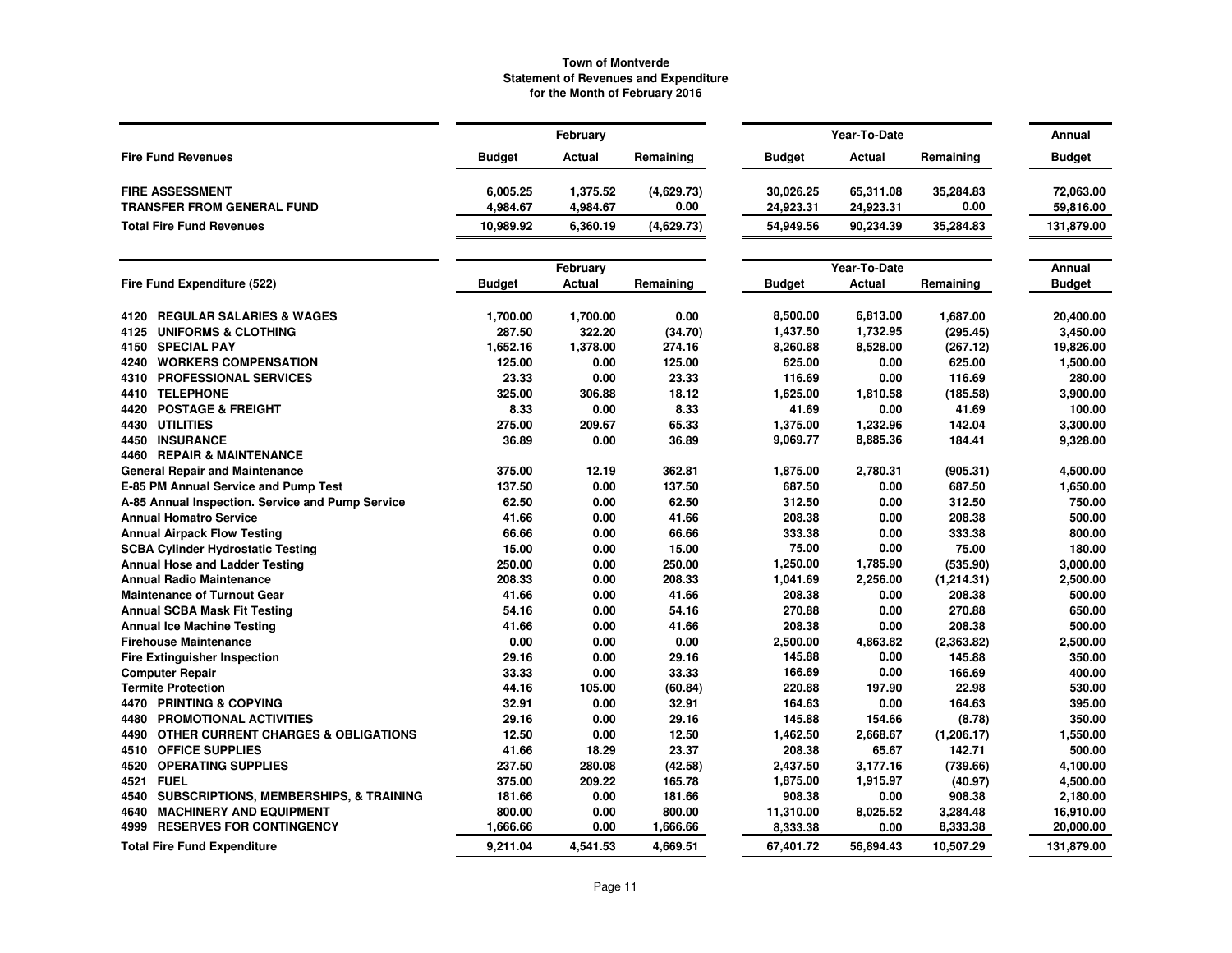**Town of Montverde**
**Statement of Revenues and Expenditure**
**for the Month of February 2016**

| | February | | | Year-To-Date | | | Annual |
|---|---|---|---|---|---|---|---|
| **Fire Fund Revenues** | **Budget** | **Actual** | **Remaining** | **Budget** | **Actual** | **Remaining** | **Budget** |
| FIRE ASSESSMENT | 6,005.25 | 1,375.52 | (4,629.73) | 30,026.25 | 65,311.08 | 35,284.83 | 72,063.00 |
| TRANSFER FROM GENERAL FUND | 4,984.67 | 4,984.67 | 0.00 | 24,923.31 | 24,923.31 | 0.00 | 59,816.00 |
| **Total Fire Fund Revenues** | 10,989.92 | 6,360.19 | (4,629.73) | 54,949.56 | 90,234.39 | 35,284.83 | 131,879.00 |

| | February | | | Year-To-Date | | | Annual |
|---|---|---|---|---|---|---|---|
| **Fire Fund Expenditure (522)** | **Budget** | **Actual** | **Remaining** | **Budget** | **Actual** | **Remaining** | **Budget** |
| 4120 REGULAR SALARIES & WAGES | 1,700.00 | 1,700.00 | 0.00 | 8,500.00 | 6,813.00 | 1,687.00 | 20,400.00 |
| 4125 UNIFORMS & CLOTHING | 287.50 | 322.20 | (34.70) | 1,437.50 | 1,732.95 | (295.45) | 3,450.00 |
| 4150 SPECIAL PAY | 1,652.16 | 1,378.00 | 274.16 | 8,260.88 | 8,528.00 | (267.12) | 19,826.00 |
| 4240 WORKERS COMPENSATION | 125.00 | 0.00 | 125.00 | 625.00 | 0.00 | 625.00 | 1,500.00 |
| 4310 PROFESSIONAL SERVICES | 23.33 | 0.00 | 23.33 | 116.69 | 0.00 | 116.69 | 280.00 |
| 4410 TELEPHONE | 325.00 | 306.88 | 18.12 | 1,625.00 | 1,810.58 | (185.58) | 3,900.00 |
| 4420 POSTAGE & FREIGHT | 8.33 | 0.00 | 8.33 | 41.69 | 0.00 | 41.69 | 100.00 |
| 4430 UTILITIES | 275.00 | 209.67 | 65.33 | 1,375.00 | 1,232.96 | 142.04 | 3,300.00 |
| 4450 INSURANCE | 36.89 | 0.00 | 36.89 | 9,069.77 | 8,885.36 | 184.41 | 9,328.00 |
| 4460 REPAIR & MAINTENANCE | | | | | | | |
| General Repair and Maintenance | 375.00 | 12.19 | 362.81 | 1,875.00 | 2,780.31 | (905.31) | 4,500.00 |
| E-85 PM Annual Service and Pump Test | 137.50 | 0.00 | 137.50 | 687.50 | 0.00 | 687.50 | 1,650.00 |
| A-85 Annual Inspection. Service and Pump Service | 62.50 | 0.00 | 62.50 | 312.50 | 0.00 | 312.50 | 750.00 |
| Annual Homatro Service | 41.66 | 0.00 | 41.66 | 208.38 | 0.00 | 208.38 | 500.00 |
| Annual Airpack Flow Testing | 66.66 | 0.00 | 66.66 | 333.38 | 0.00 | 333.38 | 800.00 |
| SCBA Cylinder Hydrostatic Testing | 15.00 | 0.00 | 15.00 | 75.00 | 0.00 | 75.00 | 180.00 |
| Annual Hose and Ladder Testing | 250.00 | 0.00 | 250.00 | 1,250.00 | 1,785.90 | (535.90) | 3,000.00 |
| Annual Radio Maintenance | 208.33 | 0.00 | 208.33 | 1,041.69 | 2,256.00 | (1,214.31) | 2,500.00 |
| Maintenance of Turnout Gear | 41.66 | 0.00 | 41.66 | 208.38 | 0.00 | 208.38 | 500.00 |
| Annual SCBA Mask Fit Testing | 54.16 | 0.00 | 54.16 | 270.88 | 0.00 | 270.88 | 650.00 |
| Annual Ice Machine Testing | 41.66 | 0.00 | 41.66 | 208.38 | 0.00 | 208.38 | 500.00 |
| Firehouse Maintenance | 0.00 | 0.00 | 0.00 | 2,500.00 | 4,863.82 | (2,363.82) | 2,500.00 |
| Fire Extinguisher Inspection | 29.16 | 0.00 | 29.16 | 145.88 | 0.00 | 145.88 | 350.00 |
| Computer Repair | 33.33 | 0.00 | 33.33 | 166.69 | 0.00 | 166.69 | 400.00 |
| Termite Protection | 44.16 | 105.00 | (60.84) | 220.88 | 197.90 | 22.98 | 530.00 |
| 4470 PRINTING & COPYING | 32.91 | 0.00 | 32.91 | 164.63 | 0.00 | 164.63 | 395.00 |
| 4480 PROMOTIONAL ACTIVITIES | 29.16 | 0.00 | 29.16 | 145.88 | 154.66 | (8.78) | 350.00 |
| 4490 OTHER CURRENT CHARGES & OBLIGATIONS | 12.50 | 0.00 | 12.50 | 1,462.50 | 2,668.67 | (1,206.17) | 1,550.00 |
| 4510 OFFICE SUPPLIES | 41.66 | 18.29 | 23.37 | 208.38 | 65.67 | 142.71 | 500.00 |
| 4520 OPERATING SUPPLIES | 237.50 | 280.08 | (42.58) | 2,437.50 | 3,177.16 | (739.66) | 4,100.00 |
| 4521 FUEL | 375.00 | 209.22 | 165.78 | 1,875.00 | 1,915.97 | (40.97) | 4,500.00 |
| 4540 SUBSCRIPTIONS, MEMBERSHIPS, & TRAINING | 181.66 | 0.00 | 181.66 | 908.38 | 0.00 | 908.38 | 2,180.00 |
| 4640 MACHINERY AND EQUIPMENT | 800.00 | 0.00 | 800.00 | 11,310.00 | 8,025.52 | 3,284.48 | 16,910.00 |
| 4999 RESERVES FOR CONTINGENCY | 1,666.66 | 0.00 | 1,666.66 | 8,333.38 | 0.00 | 8,333.38 | 20,000.00 |
| **Total Fire Fund Expenditure** | 9,211.04 | 4,541.53 | 4,669.51 | 67,401.72 | 56,894.43 | 10,507.29 | 131,879.00 |